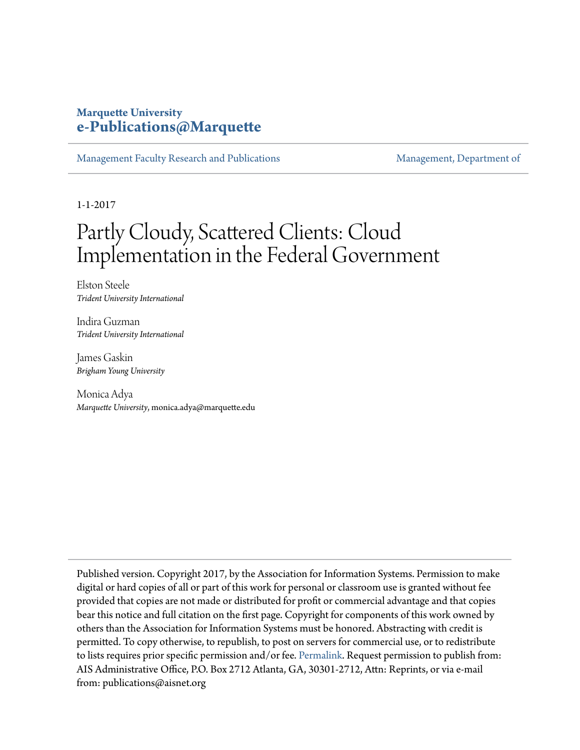**Marquette University**
**e-Publications@Marquette**

Management Faculty Research and Publications | Management, Department of

1-1-2017

# Partly Cloudy, Scattered Clients: Cloud Implementation in the Federal Government

Elston Steele
*Trident University International*

Indira Guzman
*Trident University International*

James Gaskin
*Brigham Young University*

Monica Adya
*Marquette University*, monica.adya@marquette.edu

Published version. Copyright 2017, by the Association for Information Systems. Permission to make digital or hard copies of all or part of this work for personal or classroom use is granted without fee provided that copies are not made or distributed for profit or commercial advantage and that copies bear this notice and full citation on the first page. Copyright for components of this work owned by others than the Association for Information Systems must be honored. Abstracting with credit is permitted. To copy otherwise, to republish, to post on servers for commercial use, or to redistribute to lists requires prior specific permission and/or fee. Permalink. Request permission to publish from: AIS Administrative Office, P.O. Box 2712 Atlanta, GA, 30301-2712, Attn: Reprints, or via e-mail from: publications@aisnet.org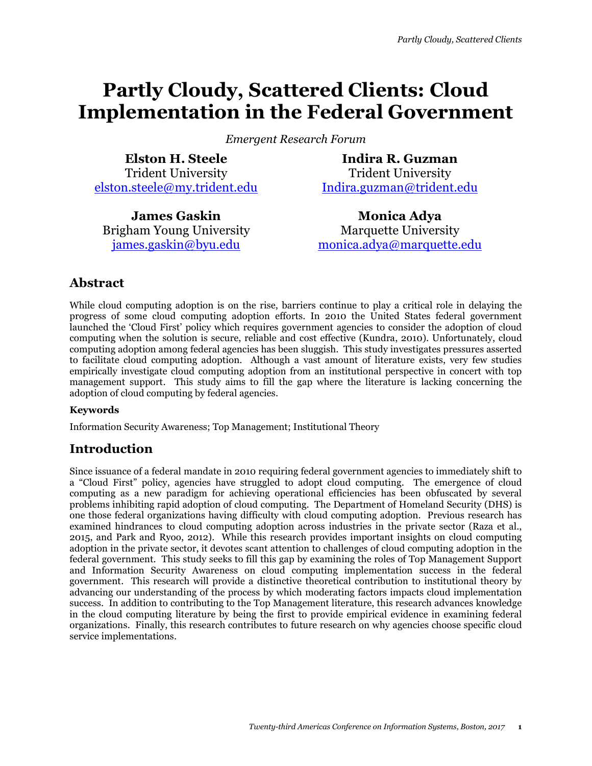# Partly Cloudy, Scattered Clients: Cloud Implementation in the Federal Government

*Emergent Research Forum*

**Elston H. Steele**
Trident University
elston.steele@my.trident.edu

**Indira R. Guzman**
Trident University
Indira.guzman@trident.edu

**James Gaskin**
Brigham Young University
james.gaskin@byu.edu

**Monica Adya**
Marquette University
monica.adya@marquette.edu

## Abstract

While cloud computing adoption is on the rise, barriers continue to play a critical role in delaying the progress of some cloud computing adoption efforts. In 2010 the United States federal government launched the 'Cloud First' policy which requires government agencies to consider the adoption of cloud computing when the solution is secure, reliable and cost effective (Kundra, 2010). Unfortunately, cloud computing adoption among federal agencies has been sluggish. This study investigates pressures asserted to facilitate cloud computing adoption. Although a vast amount of literature exists, very few studies empirically investigate cloud computing adoption from an institutional perspective in concert with top management support. This study aims to fill the gap where the literature is lacking concerning the adoption of cloud computing by federal agencies.

### Keywords

Information Security Awareness; Top Management; Institutional Theory

## Introduction

Since issuance of a federal mandate in 2010 requiring federal government agencies to immediately shift to a "Cloud First" policy, agencies have struggled to adopt cloud computing. The emergence of cloud computing as a new paradigm for achieving operational efficiencies has been obfuscated by several problems inhibiting rapid adoption of cloud computing. The Department of Homeland Security (DHS) is one those federal organizations having difficulty with cloud computing adoption. Previous research has examined hindrances to cloud computing adoption across industries in the private sector (Raza et al., 2015, and Park and Ryoo, 2012). While this research provides important insights on cloud computing adoption in the private sector, it devotes scant attention to challenges of cloud computing adoption in the federal government. This study seeks to fill this gap by examining the roles of Top Management Support and Information Security Awareness on cloud computing implementation success in the federal government. This research will provide a distinctive theoretical contribution to institutional theory by advancing our understanding of the process by which moderating factors impacts cloud implementation success. In addition to contributing to the Top Management literature, this research advances knowledge in the cloud computing literature by being the first to provide empirical evidence in examining federal organizations. Finally, this research contributes to future research on why agencies choose specific cloud service implementations.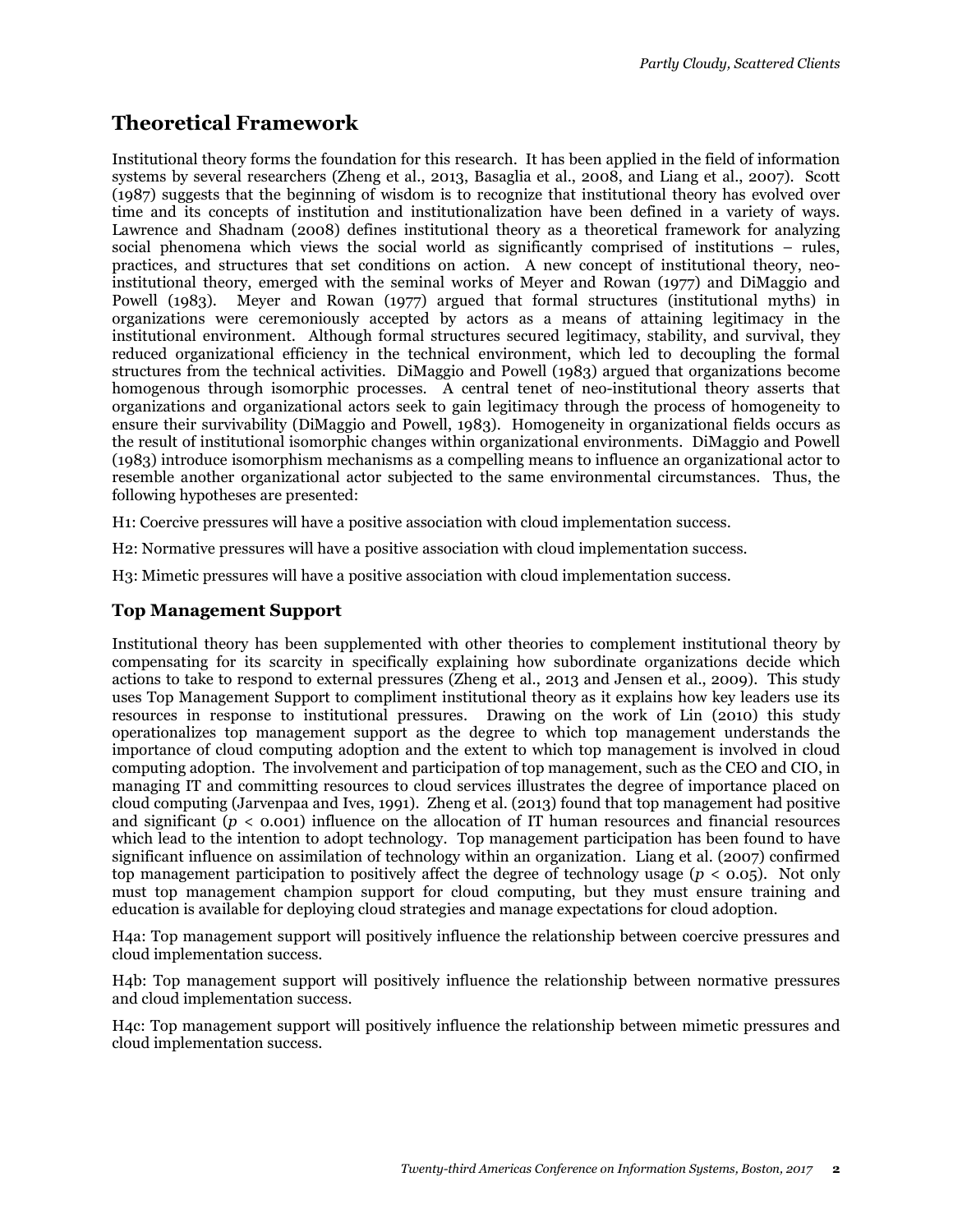## Theoretical Framework

Institutional theory forms the foundation for this research. It has been applied in the field of information systems by several researchers (Zheng et al., 2013, Basaglia et al., 2008, and Liang et al., 2007). Scott (1987) suggests that the beginning of wisdom is to recognize that institutional theory has evolved over time and its concepts of institution and institutionalization have been defined in a variety of ways. Lawrence and Shadnam (2008) defines institutional theory as a theoretical framework for analyzing social phenomena which views the social world as significantly comprised of institutions – rules, practices, and structures that set conditions on action. A new concept of institutional theory, neo-institutional theory, emerged with the seminal works of Meyer and Rowan (1977) and DiMaggio and Powell (1983). Meyer and Rowan (1977) argued that formal structures (institutional myths) in organizations were ceremoniously accepted by actors as a means of attaining legitimacy in the institutional environment. Although formal structures secured legitimacy, stability, and survival, they reduced organizational efficiency in the technical environment, which led to decoupling the formal structures from the technical activities. DiMaggio and Powell (1983) argued that organizations become homogenous through isomorphic processes. A central tenet of neo-institutional theory asserts that organizations and organizational actors seek to gain legitimacy through the process of homogeneity to ensure their survivability (DiMaggio and Powell, 1983). Homogeneity in organizational fields occurs as the result of institutional isomorphic changes within organizational environments. DiMaggio and Powell (1983) introduce isomorphism mechanisms as a compelling means to influence an organizational actor to resemble another organizational actor subjected to the same environmental circumstances. Thus, the following hypotheses are presented:

H1: Coercive pressures will have a positive association with cloud implementation success.

H2: Normative pressures will have a positive association with cloud implementation success.

H3: Mimetic pressures will have a positive association with cloud implementation success.

### Top Management Support

Institutional theory has been supplemented with other theories to complement institutional theory by compensating for its scarcity in specifically explaining how subordinate organizations decide which actions to take to respond to external pressures (Zheng et al., 2013 and Jensen et al., 2009). This study uses Top Management Support to compliment institutional theory as it explains how key leaders use its resources in response to institutional pressures. Drawing on the work of Lin (2010) this study operationalizes top management support as the degree to which top management understands the importance of cloud computing adoption and the extent to which top management is involved in cloud computing adoption. The involvement and participation of top management, such as the CEO and CIO, in managing IT and committing resources to cloud services illustrates the degree of importance placed on cloud computing (Jarvenpaa and Ives, 1991). Zheng et al. (2013) found that top management had positive and significant ($p < 0.001$) influence on the allocation of IT human resources and financial resources which lead to the intention to adopt technology. Top management participation has been found to have significant influence on assimilation of technology within an organization. Liang et al. (2007) confirmed top management participation to positively affect the degree of technology usage ($p < 0.05$). Not only must top management champion support for cloud computing, but they must ensure training and education is available for deploying cloud strategies and manage expectations for cloud adoption.

H4a: Top management support will positively influence the relationship between coercive pressures and cloud implementation success.

H4b: Top management support will positively influence the relationship between normative pressures and cloud implementation success.

H4c: Top management support will positively influence the relationship between mimetic pressures and cloud implementation success.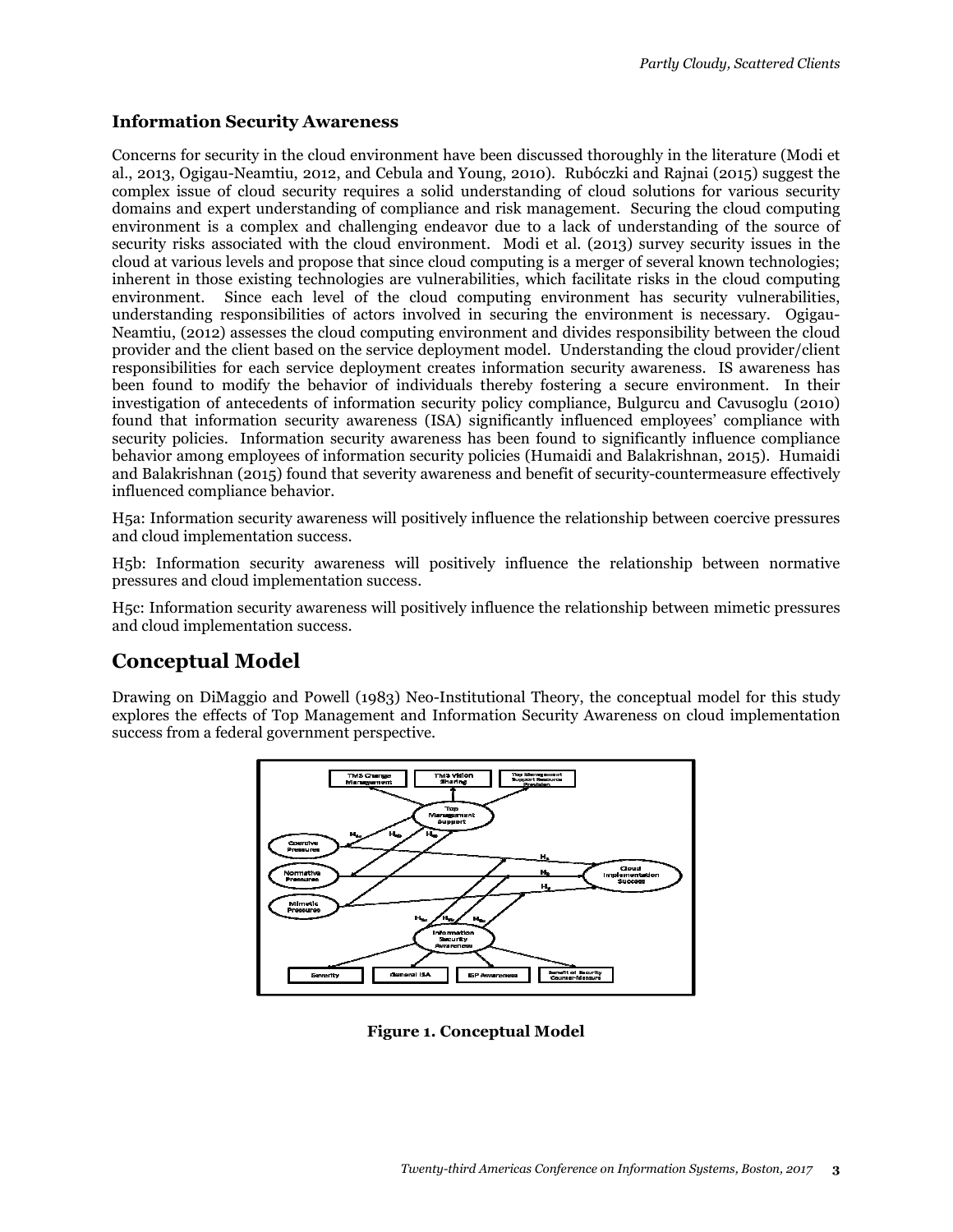### Information Security Awareness

Concerns for security in the cloud environment have been discussed thoroughly in the literature (Modi et al., 2013, Ogigau-Neamtiu, 2012, and Cebula and Young, 2010). Rubóczki and Rajnai (2015) suggest the complex issue of cloud security requires a solid understanding of cloud solutions for various security domains and expert understanding of compliance and risk management. Securing the cloud computing environment is a complex and challenging endeavor due to a lack of understanding of the source of security risks associated with the cloud environment. Modi et al. (2013) survey security issues in the cloud at various levels and propose that since cloud computing is a merger of several known technologies; inherent in those existing technologies are vulnerabilities, which facilitate risks in the cloud computing environment. Since each level of the cloud computing environment has security vulnerabilities, understanding responsibilities of actors involved in securing the environment is necessary. Ogigau-Neamtiu, (2012) assesses the cloud computing environment and divides responsibility between the cloud provider and the client based on the service deployment model. Understanding the cloud provider/client responsibilities for each service deployment creates information security awareness. IS awareness has been found to modify the behavior of individuals thereby fostering a secure environment. In their investigation of antecedents of information security policy compliance, Bulgurcu and Cavusoglu (2010) found that information security awareness (ISA) significantly influenced employees' compliance with security policies. Information security awareness has been found to significantly influence compliance behavior among employees of information security policies (Humaidi and Balakrishnan, 2015). Humaidi and Balakrishnan (2015) found that severity awareness and benefit of security-countermeasure effectively influenced compliance behavior.

H5a: Information security awareness will positively influence the relationship between coercive pressures and cloud implementation success.

H5b: Information security awareness will positively influence the relationship between normative pressures and cloud implementation success.

H5c: Information security awareness will positively influence the relationship between mimetic pressures and cloud implementation success.

## Conceptual Model

Drawing on DiMaggio and Powell (1983) Neo-Institutional Theory, the conceptual model for this study explores the effects of Top Management and Information Security Awareness on cloud implementation success from a federal government perspective.

**Figure 1. Conceptual Model**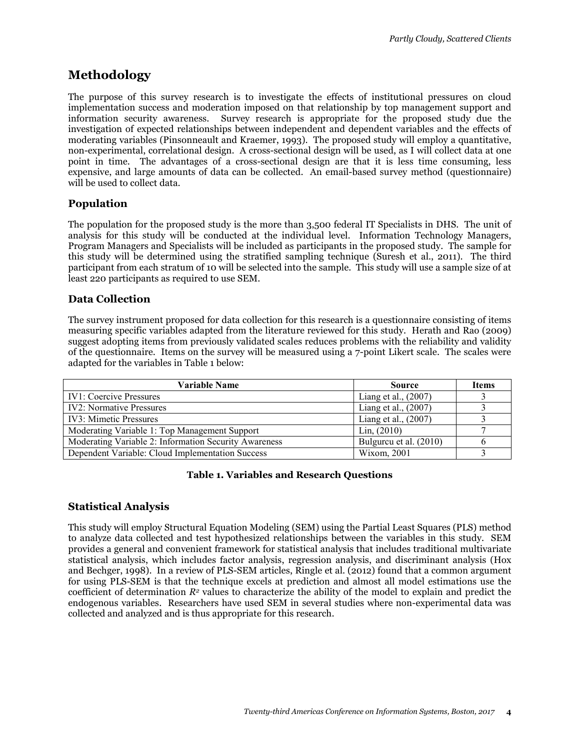## Methodology

The purpose of this survey research is to investigate the effects of institutional pressures on cloud implementation success and moderation imposed on that relationship by top management support and information security awareness. Survey research is appropriate for the proposed study due the investigation of expected relationships between independent and dependent variables and the effects of moderating variables (Pinsonneault and Kraemer, 1993). The proposed study will employ a quantitative, non-experimental, correlational design. A cross-sectional design will be used, as I will collect data at one point in time. The advantages of a cross-sectional design are that it is less time consuming, less expensive, and large amounts of data can be collected. An email-based survey method (questionnaire) will be used to collect data.

### Population

The population for the proposed study is the more than 3,500 federal IT Specialists in DHS. The unit of analysis for this study will be conducted at the individual level. Information Technology Managers, Program Managers and Specialists will be included as participants in the proposed study. The sample for this study will be determined using the stratified sampling technique (Suresh et al., 2011). The third participant from each stratum of 10 will be selected into the sample. This study will use a sample size of at least 220 participants as required to use SEM.

### Data Collection

The survey instrument proposed for data collection for this research is a questionnaire consisting of items measuring specific variables adapted from the literature reviewed for this study. Herath and Rao (2009) suggest adopting items from previously validated scales reduces problems with the reliability and validity of the questionnaire. Items on the survey will be measured using a 7-point Likert scale. The scales were adapted for the variables in Table 1 below:

| Variable Name | Source | Items |
|---|---|---|
| IV1: Coercive Pressures | Liang et al., (2007) | 3 |
| IV2: Normative Pressures | Liang et al., (2007) | 3 |
| IV3: Mimetic Pressures | Liang et al., (2007) | 3 |
| Moderating Variable 1: Top Management Support | Lin, (2010) | 7 |
| Moderating Variable 2: Information Security Awareness | Bulgurcu et al. (2010) | 6 |
| Dependent Variable: Cloud Implementation Success | Wixom, 2001 | 3 |

**Table 1. Variables and Research Questions**

### Statistical Analysis

This study will employ Structural Equation Modeling (SEM) using the Partial Least Squares (PLS) method to analyze data collected and test hypothesized relationships between the variables in this study. SEM provides a general and convenient framework for statistical analysis that includes traditional multivariate statistical analysis, which includes factor analysis, regression analysis, and discriminant analysis (Hox and Bechger, 1998). In a review of PLS-SEM articles, Ringle et al. (2012) found that a common argument for using PLS-SEM is that the technique excels at prediction and almost all model estimations use the coefficient of determination $R^2$ values to characterize the ability of the model to explain and predict the endogenous variables. Researchers have used SEM in several studies where non-experimental data was collected and analyzed and is thus appropriate for this research.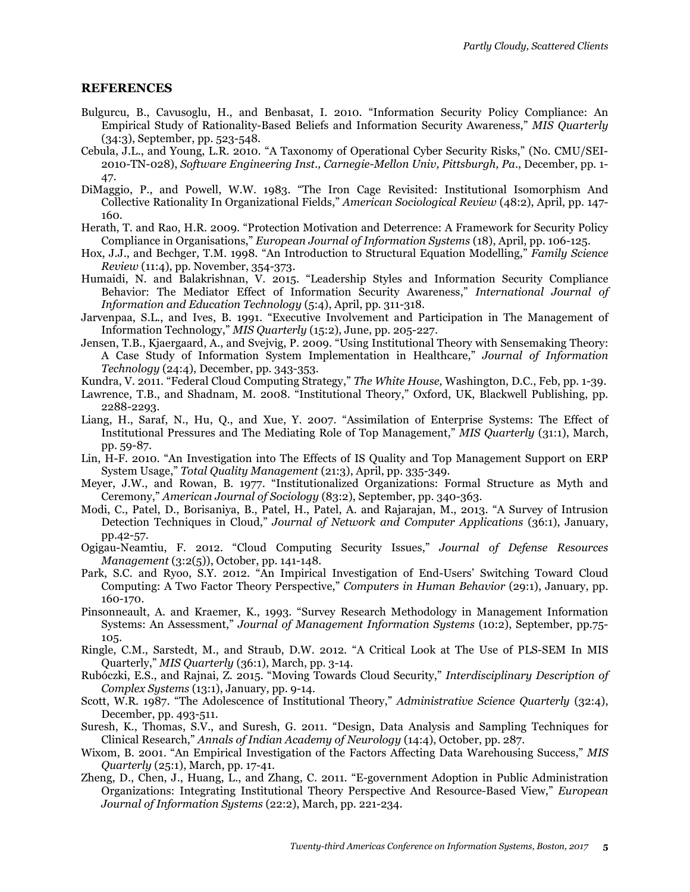## REFERENCES

Bulgurcu, B., Cavusoglu, H., and Benbasat, I. 2010. "Information Security Policy Compliance: An Empirical Study of Rationality-Based Beliefs and Information Security Awareness," *MIS Quarterly* (34:3), September, pp. 523-548.

Cebula, J.L., and Young, L.R. 2010. "A Taxonomy of Operational Cyber Security Risks," (No. CMU/SEI-2010-TN-028), *Software Engineering Inst., Carnegie-Mellon Univ, Pittsburgh, Pa.*, December, pp. 1-47.

DiMaggio, P., and Powell, W.W. 1983. "The Iron Cage Revisited: Institutional Isomorphism And Collective Rationality In Organizational Fields," *American Sociological Review* (48:2), April, pp. 147-160.

Herath, T. and Rao, H.R. 2009. "Protection Motivation and Deterrence: A Framework for Security Policy Compliance in Organisations," *European Journal of Information Systems* (18), April, pp. 106-125.

Hox, J.J., and Bechger, T.M. 1998. "An Introduction to Structural Equation Modelling," *Family Science Review* (11:4), pp. November, 354-373.

Humaidi, N. and Balakrishnan, V. 2015. "Leadership Styles and Information Security Compliance Behavior: The Mediator Effect of Information Security Awareness," *International Journal of Information and Education Technology* (5:4), April, pp. 311-318.

Jarvenpaa, S.L., and Ives, B. 1991. "Executive Involvement and Participation in The Management of Information Technology," *MIS Quarterly* (15:2), June, pp. 205-227.

Jensen, T.B., Kjaergaard, A., and Svejvig, P. 2009. "Using Institutional Theory with Sensemaking Theory: A Case Study of Information System Implementation in Healthcare," *Journal of Information Technology* (24:4), December, pp. 343-353.

Kundra, V. 2011. "Federal Cloud Computing Strategy," *The White House,* Washington, D.C., Feb, pp. 1-39.

Lawrence, T.B., and Shadnam, M. 2008. "Institutional Theory," Oxford, UK, Blackwell Publishing, pp. 2288-2293.

Liang, H., Saraf, N., Hu, Q., and Xue, Y. 2007. "Assimilation of Enterprise Systems: The Effect of Institutional Pressures and The Mediating Role of Top Management," *MIS Quarterly* (31:1), March, pp. 59-87.

Lin, H-F. 2010. "An Investigation into The Effects of IS Quality and Top Management Support on ERP System Usage," *Total Quality Management* (21:3), April, pp. 335-349.

Meyer, J.W., and Rowan, B. 1977. "Institutionalized Organizations: Formal Structure as Myth and Ceremony," *American Journal of Sociology* (83:2), September, pp. 340-363.

Modi, C., Patel, D., Borisaniya, B., Patel, H., Patel, A. and Rajarajan, M., 2013. "A Survey of Intrusion Detection Techniques in Cloud," *Journal of Network and Computer Applications* (36:1), January, pp.42-57.

Ogigau-Neamtiu, F. 2012. "Cloud Computing Security Issues," *Journal of Defense Resources Management* (3:2(5)), October, pp. 141-148.

Park, S.C. and Ryoo, S.Y. 2012. "An Impirical Investigation of End-Users' Switching Toward Cloud Computing: A Two Factor Theory Perspective," *Computers in Human Behavior* (29:1), January, pp. 160-170.

Pinsonneault, A. and Kraemer, K., 1993. "Survey Research Methodology in Management Information Systems: An Assessment," *Journal of Management Information Systems* (10:2), September, pp.75-105.

Ringle, C.M., Sarstedt, M., and Straub, D.W. 2012. "A Critical Look at The Use of PLS-SEM In MIS Quarterly," *MIS Quarterly* (36:1), March, pp. 3-14.

Rubóczki, E.S., and Rajnai, Z. 2015. "Moving Towards Cloud Security," *Interdisciplinary Description of Complex Systems* (13:1), January, pp. 9-14.

Scott, W.R. 1987. "The Adolescence of Institutional Theory," *Administrative Science Quarterly* (32:4), December, pp. 493-511.

Suresh, K., Thomas, S.V., and Suresh, G. 2011. "Design, Data Analysis and Sampling Techniques for Clinical Research," *Annals of Indian Academy of Neurology* (14:4), October, pp. 287.

Wixom, B. 2001. "An Empirical Investigation of the Factors Affecting Data Warehousing Success," *MIS Quarterly* (25:1), March, pp. 17-41.

Zheng, D., Chen, J., Huang, L., and Zhang, C. 2011. "E-government Adoption in Public Administration Organizations: Integrating Institutional Theory Perspective And Resource-Based View," *European Journal of Information Systems* (22:2), March, pp. 221-234.